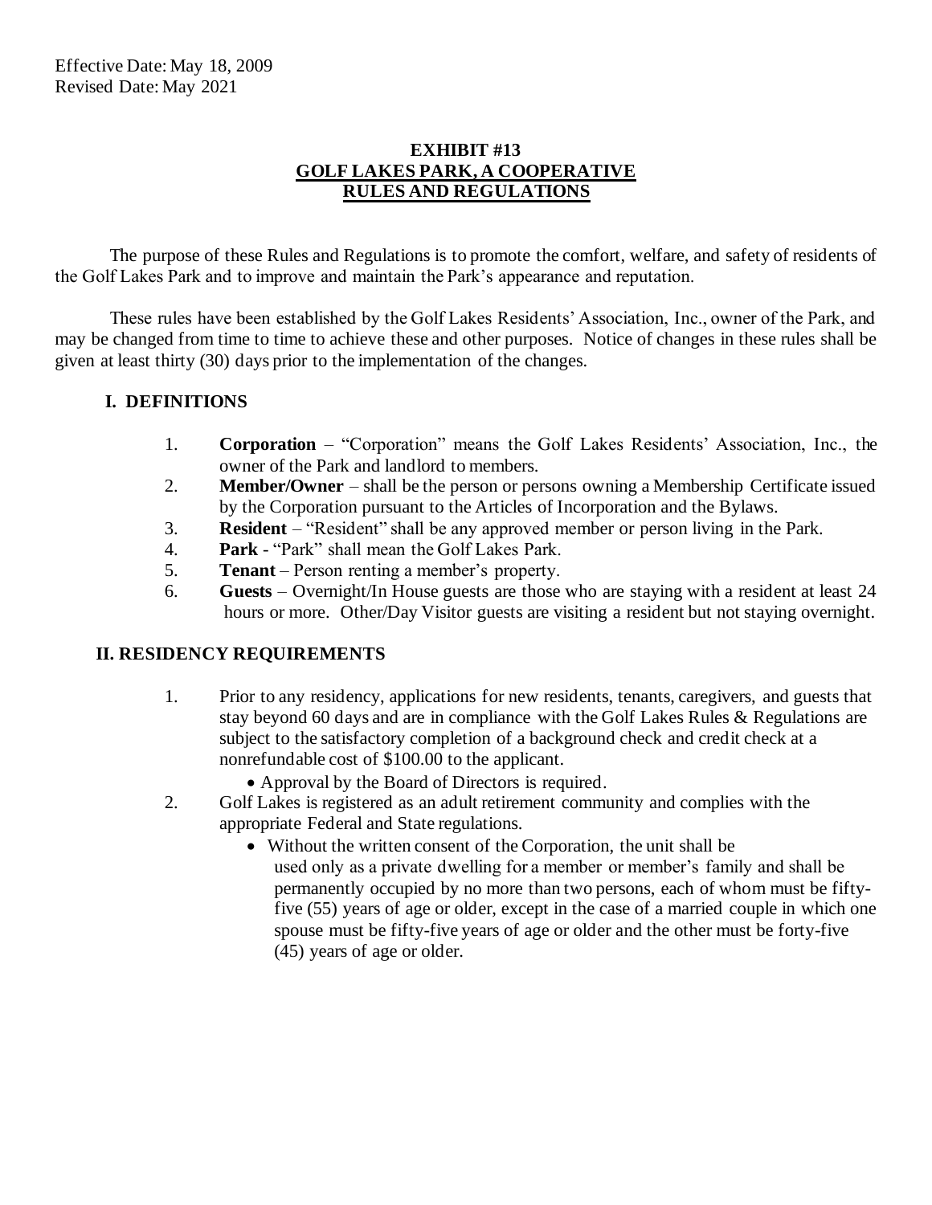Effective Date: May 18, 2009
Revised Date: May 2021

# EXHIBIT #13
## GOLF LAKES PARK, A COOPERATIVE
## RULES AND REGULATIONS

The purpose of these Rules and Regulations is to promote the comfort, welfare, and safety of residents of the Golf Lakes Park and to improve and maintain the Park's appearance and reputation.

These rules have been established by the Golf Lakes Residents' Association, Inc., owner of the Park, and may be changed from time to time to achieve these and other purposes. Notice of changes in these rules shall be given at least thirty (30) days prior to the implementation of the changes.

### I. DEFINITIONS

1. **Corporation** – "Corporation" means the Golf Lakes Residents' Association, Inc., the owner of the Park and landlord to members.
2. **Member/Owner** – shall be the person or persons owning a Membership Certificate issued by the Corporation pursuant to the Articles of Incorporation and the Bylaws.
3. **Resident** – "Resident" shall be any approved member or person living in the Park.
4. **Park** - "Park" shall mean the Golf Lakes Park.
5. **Tenant** – Person renting a member's property.
6. **Guests** – Overnight/In House guests are those who are staying with a resident at least 24 hours or more. Other/Day Visitor guests are visiting a resident but not staying overnight.

### II. RESIDENCY REQUIREMENTS

1. Prior to any residency, applications for new residents, tenants, caregivers, and guests that stay beyond 60 days and are in compliance with the Golf Lakes Rules & Regulations are subject to the satisfactory completion of a background check and credit check at a nonrefundable cost of $100.00 to the applicant.
   - Approval by the Board of Directors is required.
2. Golf Lakes is registered as an adult retirement community and complies with the appropriate Federal and State regulations.
   - Without the written consent of the Corporation, the unit shall be used only as a private dwelling for a member or member's family and shall be permanently occupied by no more than two persons, each of whom must be fifty-five (55) years of age or older, except in the case of a married couple in which one spouse must be fifty-five years of age or older and the other must be forty-five (45) years of age or older.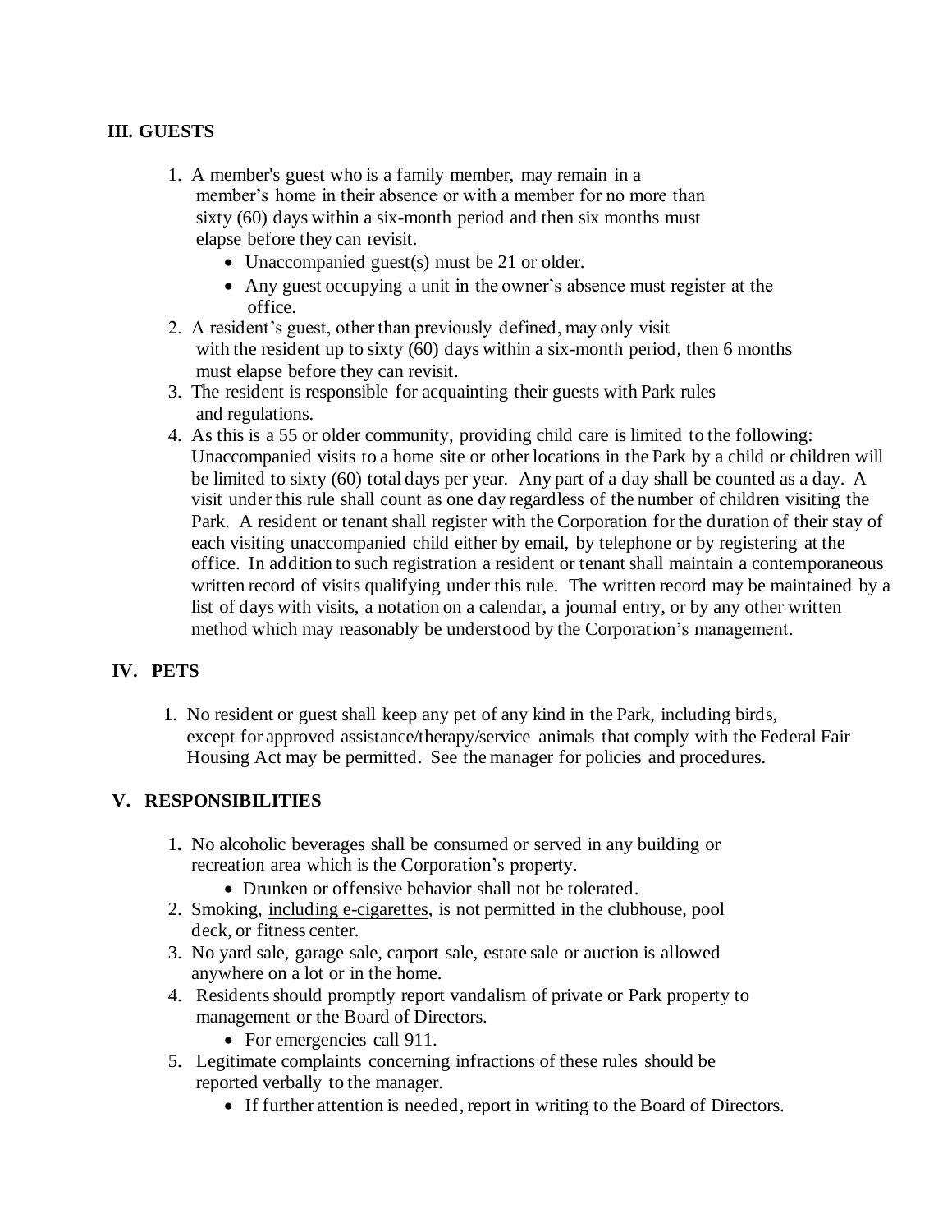## III. GUESTS

1. A member's guest who is a family member, may remain in a member's home in their absence or with a member for no more than sixty (60) days within a six-month period and then six months must elapse before they can revisit.
   - Unaccompanied guest(s) must be 21 or older.
   - Any guest occupying a unit in the owner's absence must register at the office.
2. A resident's guest, other than previously defined, may only visit with the resident up to sixty (60) days within a six-month period, then 6 months must elapse before they can revisit.
3. The resident is responsible for acquainting their guests with Park rules and regulations.
4. As this is a 55 or older community, providing child care is limited to the following: Unaccompanied visits to a home site or other locations in the Park by a child or children will be limited to sixty (60) total days per year. Any part of a day shall be counted as a day. A visit under this rule shall count as one day regardless of the number of children visiting the Park. A resident or tenant shall register with the Corporation for the duration of their stay of each visiting unaccompanied child either by email, by telephone or by registering at the office. In addition to such registration a resident or tenant shall maintain a contemporaneous written record of visits qualifying under this rule. The written record may be maintained by a list of days with visits, a notation on a calendar, a journal entry, or by any other written method which may reasonably be understood by the Corporation's management.

## IV. PETS

1. No resident or guest shall keep any pet of any kind in the Park, including birds, except for approved assistance/therapy/service animals that comply with the Federal Fair Housing Act may be permitted. See the manager for policies and procedures.

## V. RESPONSIBILITIES

1. No alcoholic beverages shall be consumed or served in any building or recreation area which is the Corporation's property.
   - Drunken or offensive behavior shall not be tolerated.
2. Smoking, <u>including e-cigarettes</u>, is not permitted in the clubhouse, pool deck, or fitness center.
3. No yard sale, garage sale, carport sale, estate sale or auction is allowed anywhere on a lot or in the home.
4. Residents should promptly report vandalism of private or Park property to management or the Board of Directors.
   - For emergencies call 911.
5. Legitimate complaints concerning infractions of these rules should be reported verbally to the manager.
   - If further attention is needed, report in writing to the Board of Directors.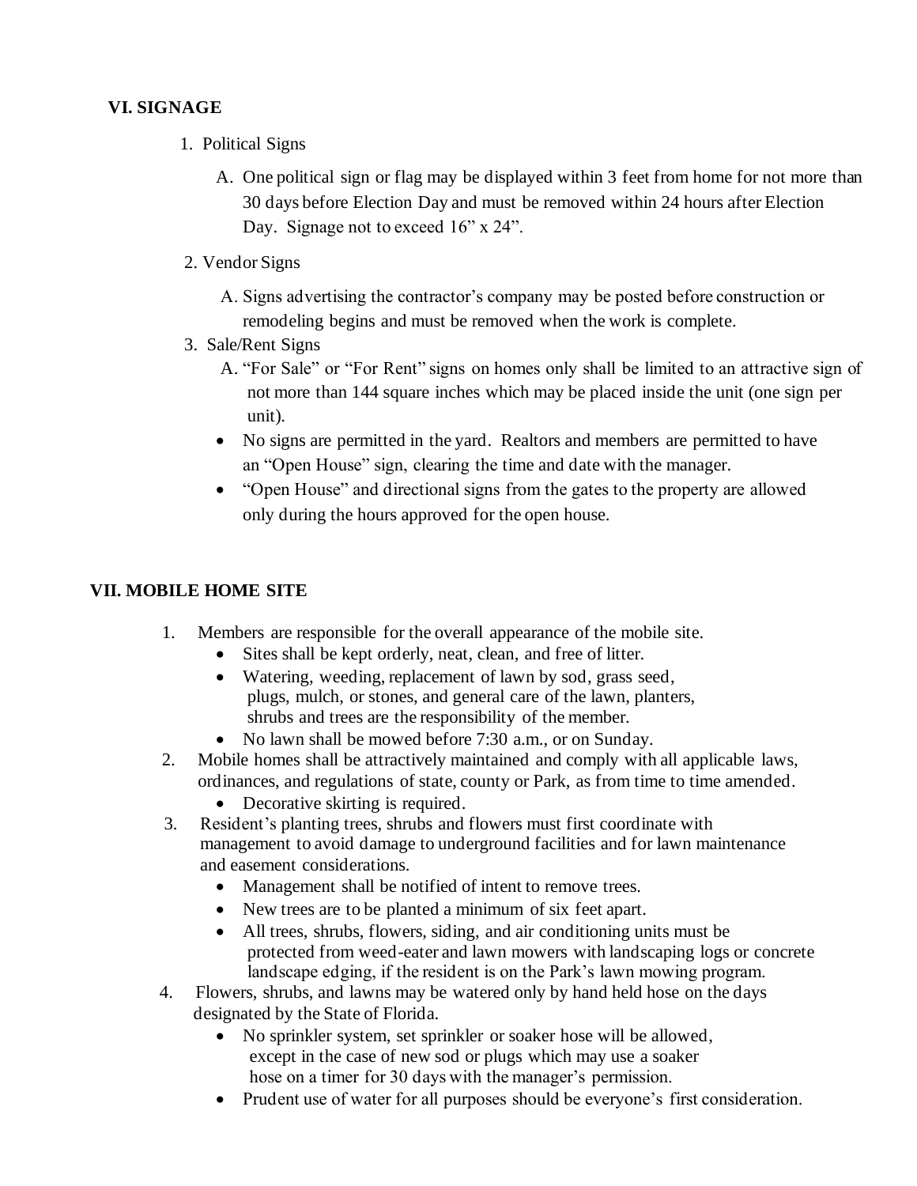## VI. SIGNAGE

1. Political Signs

   A. One political sign or flag may be displayed within 3 feet from home for not more than 30 days before Election Day and must be removed within 24 hours after Election Day. Signage not to exceed 16" x 24".

2. Vendor Signs

   A. Signs advertising the contractor's company may be posted before construction or remodeling begins and must be removed when the work is complete.

3. Sale/Rent Signs

   A. "For Sale" or "For Rent" signs on homes only shall be limited to an attractive sign of not more than 144 square inches which may be placed inside the unit (one sign per unit).

   - No signs are permitted in the yard. Realtors and members are permitted to have an "Open House" sign, clearing the time and date with the manager.
   - "Open House" and directional signs from the gates to the property are allowed only during the hours approved for the open house.

## VII. MOBILE HOME SITE

1. Members are responsible for the overall appearance of the mobile site.
   - Sites shall be kept orderly, neat, clean, and free of litter.
   - Watering, weeding, replacement of lawn by sod, grass seed, plugs, mulch, or stones, and general care of the lawn, planters, shrubs and trees are the responsibility of the member.
   - No lawn shall be mowed before 7:30 a.m., or on Sunday.
2. Mobile homes shall be attractively maintained and comply with all applicable laws, ordinances, and regulations of state, county or Park, as from time to time amended.
   - Decorative skirting is required.
3. Resident's planting trees, shrubs and flowers must first coordinate with management to avoid damage to underground facilities and for lawn maintenance and easement considerations.
   - Management shall be notified of intent to remove trees.
   - New trees are to be planted a minimum of six feet apart.
   - All trees, shrubs, flowers, siding, and air conditioning units must be protected from weed-eater and lawn mowers with landscaping logs or concrete landscape edging, if the resident is on the Park's lawn mowing program.
4. Flowers, shrubs, and lawns may be watered only by hand held hose on the days designated by the State of Florida.
   - No sprinkler system, set sprinkler or soaker hose will be allowed, except in the case of new sod or plugs which may use a soaker hose on a timer for 30 days with the manager's permission.
   - Prudent use of water for all purposes should be everyone's first consideration.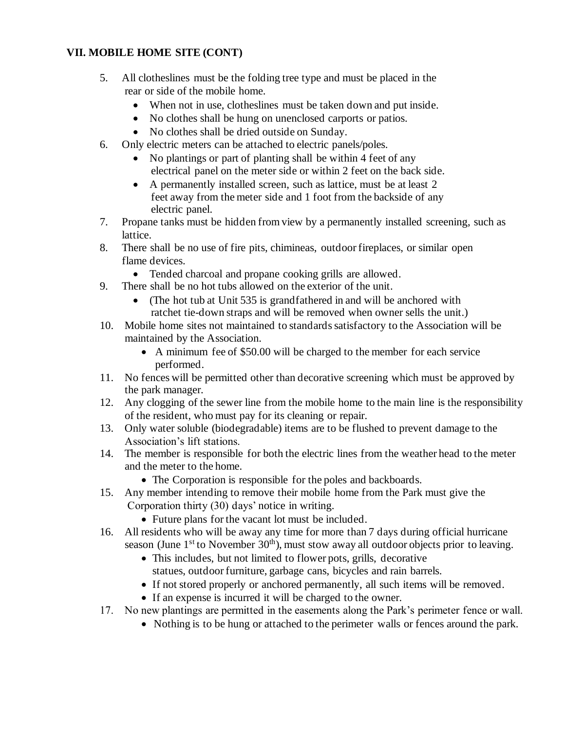### VII. MOBILE HOME SITE (CONT)

5. All clotheslines must be the folding tree type and must be placed in the rear or side of the mobile home.
    - When not in use, clotheslines must be taken down and put inside.
    - No clothes shall be hung on unenclosed carports or patios.
    - No clothes shall be dried outside on Sunday.
6. Only electric meters can be attached to electric panels/poles.
    - No plantings or part of planting shall be within 4 feet of any electrical panel on the meter side or within 2 feet on the back side.
    - A permanently installed screen, such as lattice, must be at least 2 feet away from the meter side and 1 foot from the backside of any electric panel.
7. Propane tanks must be hidden from view by a permanently installed screening, such as lattice.
8. There shall be no use of fire pits, chimineas, outdoor fireplaces, or similar open flame devices.
    - Tended charcoal and propane cooking grills are allowed.
9. There shall be no hot tubs allowed on the exterior of the unit.
    - (The hot tub at Unit 535 is grandfathered in and will be anchored with ratchet tie-down straps and will be removed when owner sells the unit.)
10. Mobile home sites not maintained to standards satisfactory to the Association will be maintained by the Association.
    - A minimum fee of $50.00 will be charged to the member for each service performed.
11. No fences will be permitted other than decorative screening which must be approved by the park manager.
12. Any clogging of the sewer line from the mobile home to the main line is the responsibility of the resident, who must pay for its cleaning or repair.
13. Only water soluble (biodegradable) items are to be flushed to prevent damage to the Association's lift stations.
14. The member is responsible for both the electric lines from the weather head to the meter and the meter to the home.
    - The Corporation is responsible for the poles and backboards.
15. Any member intending to remove their mobile home from the Park must give the Corporation thirty (30) days' notice in writing.
    - Future plans for the vacant lot must be included.
16. All residents who will be away any time for more than 7 days during official hurricane season (June 1st to November 30th), must stow away all outdoor objects prior to leaving.
    - This includes, but not limited to flower pots, grills, decorative statues, outdoor furniture, garbage cans, bicycles and rain barrels.
    - If not stored properly or anchored permanently, all such items will be removed.
    - If an expense is incurred it will be charged to the owner.
17. No new plantings are permitted in the easements along the Park's perimeter fence or wall.
    - Nothing is to be hung or attached to the perimeter walls or fences around the park.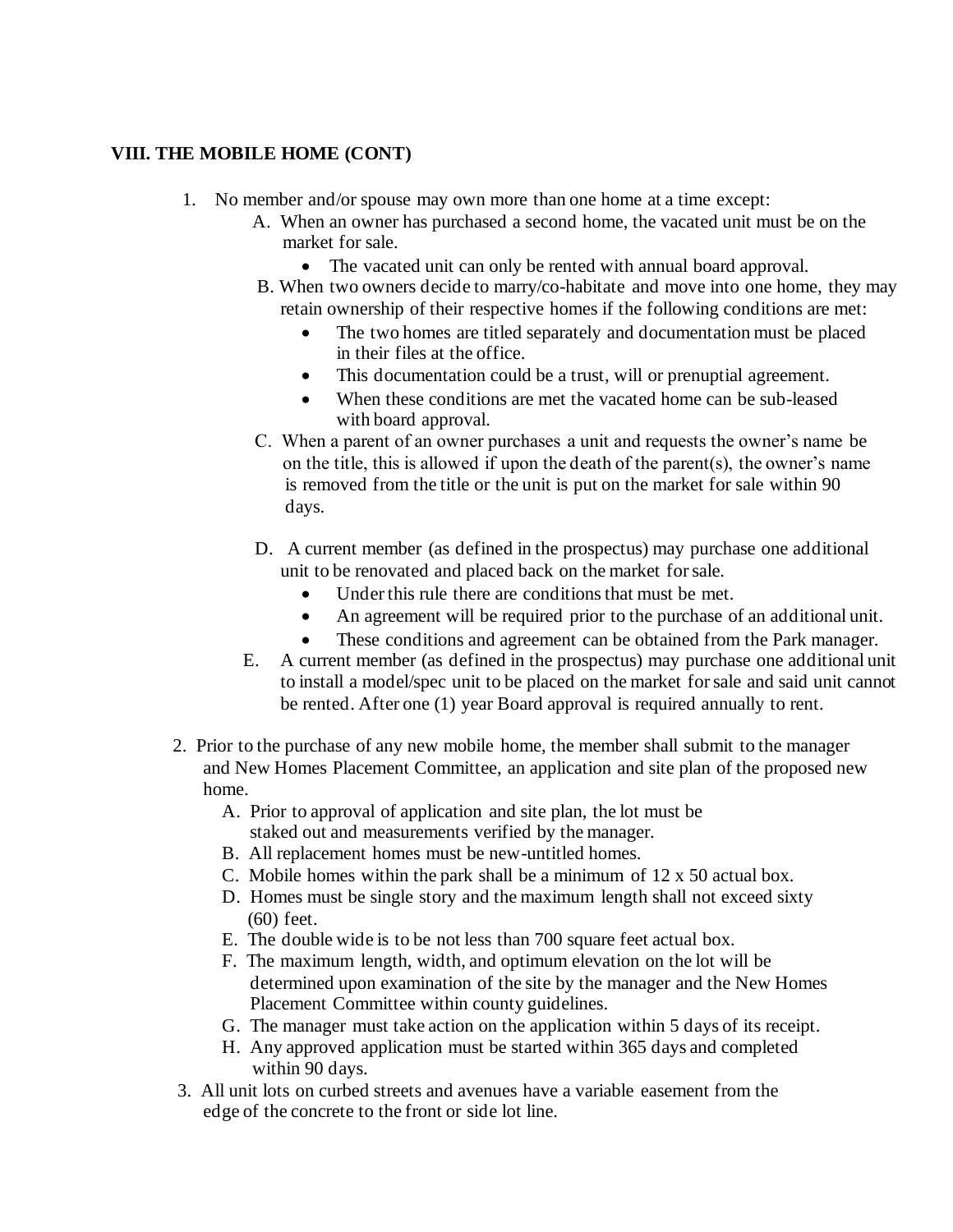**VIII. THE MOBILE HOME (CONT)**

1. No member and/or spouse may own more than one home at a time except:
   - A. When an owner has purchased a second home, the vacated unit must be on the market for sale.
     - The vacated unit can only be rented with annual board approval.
   - B. When two owners decide to marry/co-habitate and move into one home, they may retain ownership of their respective homes if the following conditions are met:
     - The two homes are titled separately and documentation must be placed in their files at the office.
     - This documentation could be a trust, will or prenuptial agreement.
     - When these conditions are met the vacated home can be sub-leased with board approval.
   - C. When a parent of an owner purchases a unit and requests the owner's name be on the title, this is allowed if upon the death of the parent(s), the owner's name is removed from the title or the unit is put on the market for sale within 90 days.
   - D. A current member (as defined in the prospectus) may purchase one additional unit to be renovated and placed back on the market for sale.
     - Under this rule there are conditions that must be met.
     - An agreement will be required prior to the purchase of an additional unit.
     - These conditions and agreement can be obtained from the Park manager.
   - E. A current member (as defined in the prospectus) may purchase one additional unit to install a model/spec unit to be placed on the market for sale and said unit cannot be rented. After one (1) year Board approval is required annually to rent.

2. Prior to the purchase of any new mobile home, the member shall submit to the manager and New Homes Placement Committee, an application and site plan of the proposed new home.
   - A. Prior to approval of application and site plan, the lot must be staked out and measurements verified by the manager.
   - B. All replacement homes must be new-untitled homes.
   - C. Mobile homes within the park shall be a minimum of 12 x 50 actual box.
   - D. Homes must be single story and the maximum length shall not exceed sixty (60) feet.
   - E. The double wide is to be not less than 700 square feet actual box.
   - F. The maximum length, width, and optimum elevation on the lot will be determined upon examination of the site by the manager and the New Homes Placement Committee within county guidelines.
   - G. The manager must take action on the application within 5 days of its receipt.
   - H. Any approved application must be started within 365 days and completed within 90 days.

3. All unit lots on curbed streets and avenues have a variable easement from the edge of the concrete to the front or side lot line.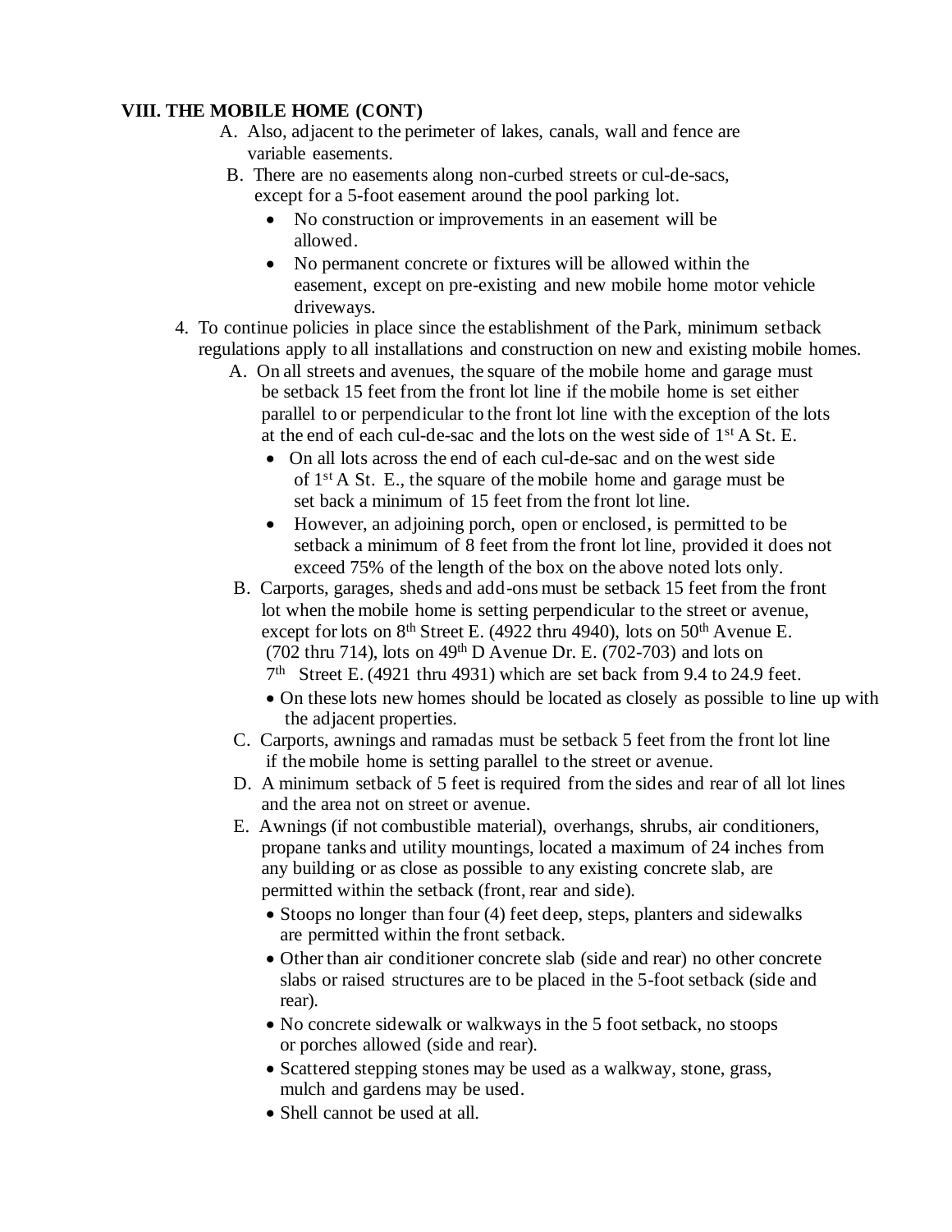**VIII. THE MOBILE HOME (CONT)**

A. Also, adjacent to the perimeter of lakes, canals, wall and fence are variable easements.

B. There are no easements along non-curbed streets or cul-de-sacs, except for a 5-foot easement around the pool parking lot.

- No construction or improvements in an easement will be allowed.
- No permanent concrete or fixtures will be allowed within the easement, except on pre-existing and new mobile home motor vehicle driveways.

4. To continue policies in place since the establishment of the Park, minimum setback regulations apply to all installations and construction on new and existing mobile homes.

A. On all streets and avenues, the square of the mobile home and garage must be setback 15 feet from the front lot line if the mobile home is set either parallel to or perpendicular to the front lot line with the exception of the lots at the end of each cul-de-sac and the lots on the west side of 1st A St. E.

- On all lots across the end of each cul-de-sac and on the west side of 1st A St. E., the square of the mobile home and garage must be set back a minimum of 15 feet from the front lot line.
- However, an adjoining porch, open or enclosed, is permitted to be setback a minimum of 8 feet from the front lot line, provided it does not exceed 75% of the length of the box on the above noted lots only.

B. Carports, garages, sheds and add-ons must be setback 15 feet from the front lot when the mobile home is setting perpendicular to the street or avenue, except for lots on 8th Street E. (4922 thru 4940), lots on 50th Avenue E. (702 thru 714), lots on 49th D Avenue Dr. E. (702-703) and lots on 7th Street E. (4921 thru 4931) which are set back from 9.4 to 24.9 feet.

- On these lots new homes should be located as closely as possible to line up with the adjacent properties.

C. Carports, awnings and ramadas must be setback 5 feet from the front lot line if the mobile home is setting parallel to the street or avenue.

D. A minimum setback of 5 feet is required from the sides and rear of all lot lines and the area not on street or avenue.

E. Awnings (if not combustible material), overhangs, shrubs, air conditioners, propane tanks and utility mountings, located a maximum of 24 inches from any building or as close as possible to any existing concrete slab, are permitted within the setback (front, rear and side).

- Stoops no longer than four (4) feet deep, steps, planters and sidewalks are permitted within the front setback.
- Other than air conditioner concrete slab (side and rear) no other concrete slabs or raised structures are to be placed in the 5-foot setback (side and rear).
- No concrete sidewalk or walkways in the 5 foot setback, no stoops or porches allowed (side and rear).
- Scattered stepping stones may be used as a walkway, stone, grass, mulch and gardens may be used.
- Shell cannot be used at all.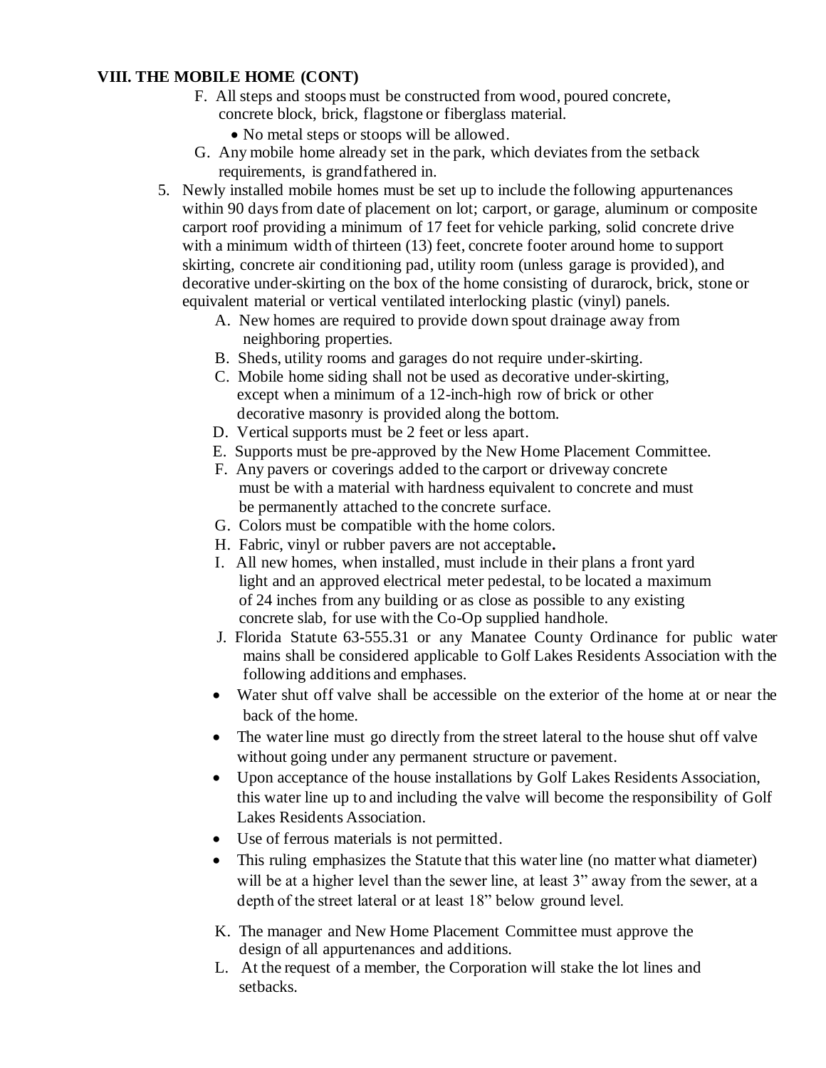### VIII. THE MOBILE HOME (CONT)

F. All steps and stoops must be constructed from wood, poured concrete, concrete block, brick, flagstone or fiberglass material.
   - No metal steps or stoops will be allowed.

G. Any mobile home already set in the park, which deviates from the setback requirements, is grandfathered in.

5. Newly installed mobile homes must be set up to include the following appurtenances within 90 days from date of placement on lot; carport, or garage, aluminum or composite carport roof providing a minimum of 17 feet for vehicle parking, solid concrete drive with a minimum width of thirteen (13) feet, concrete footer around home to support skirting, concrete air conditioning pad, utility room (unless garage is provided), and decorative under-skirting on the box of the home consisting of durarock, brick, stone or equivalent material or vertical ventilated interlocking plastic (vinyl) panels.

   A. New homes are required to provide down spout drainage away from neighboring properties.

   B. Sheds, utility rooms and garages do not require under-skirting.

   C. Mobile home siding shall not be used as decorative under-skirting, except when a minimum of a 12-inch-high row of brick or other decorative masonry is provided along the bottom.

   D. Vertical supports must be 2 feet or less apart.

   E. Supports must be pre-approved by the New Home Placement Committee.

   F. Any pavers or coverings added to the carport or driveway concrete must be with a material with hardness equivalent to concrete and must be permanently attached to the concrete surface.

   G. Colors must be compatible with the home colors.

   H. Fabric, vinyl or rubber pavers are not acceptable**.**

   I. All new homes, when installed, must include in their plans a front yard light and an approved electrical meter pedestal, to be located a maximum of 24 inches from any building or as close as possible to any existing concrete slab, for use with the Co-Op supplied handhole.

   J. Florida Statute 63-555.31 or any Manatee County Ordinance for public water mains shall be considered applicable to Golf Lakes Residents Association with the following additions and emphases.

   - Water shut off valve shall be accessible on the exterior of the home at or near the back of the home.
   - The water line must go directly from the street lateral to the house shut off valve without going under any permanent structure or pavement.
   - Upon acceptance of the house installations by Golf Lakes Residents Association, this water line up to and including the valve will become the responsibility of Golf Lakes Residents Association.
   - Use of ferrous materials is not permitted.
   - This ruling emphasizes the Statute that this water line (no matter what diameter) will be at a higher level than the sewer line, at least 3" away from the sewer, at a depth of the street lateral or at least 18" below ground level.

   K. The manager and New Home Placement Committee must approve the design of all appurtenances and additions.

   L. At the request of a member, the Corporation will stake the lot lines and setbacks.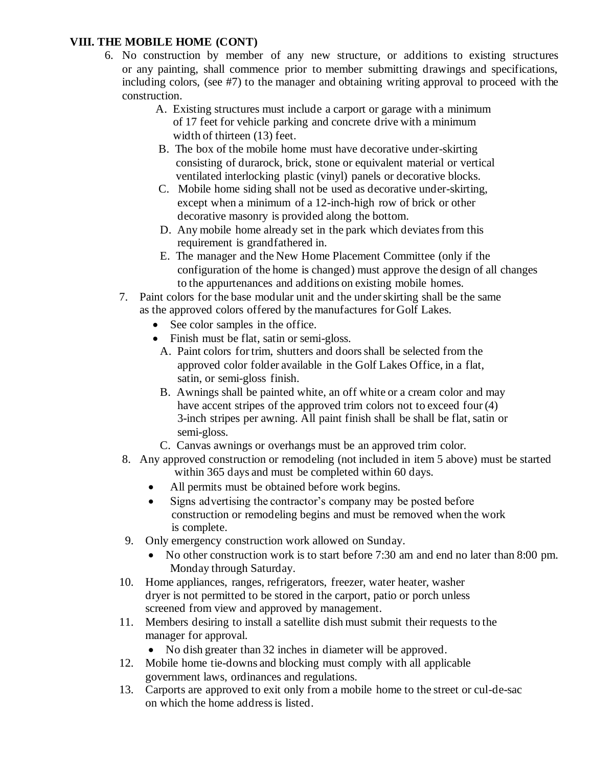## VIII. THE MOBILE HOME (CONT)

6. No construction by member of any new structure, or additions to existing structures or any painting, shall commence prior to member submitting drawings and specifications, including colors, (see #7) to the manager and obtaining writing approval to proceed with the construction.
   - A. Existing structures must include a carport or garage with a minimum of 17 feet for vehicle parking and concrete drive with a minimum width of thirteen (13) feet.
   - B. The box of the mobile home must have decorative under-skirting consisting of durarock, brick, stone or equivalent material or vertical ventilated interlocking plastic (vinyl) panels or decorative blocks.
   - C. Mobile home siding shall not be used as decorative under-skirting, except when a minimum of a 12-inch-high row of brick or other decorative masonry is provided along the bottom.
   - D. Any mobile home already set in the park which deviates from this requirement is grandfathered in.
   - E. The manager and the New Home Placement Committee (only if the configuration of the home is changed) must approve the design of all changes to the appurtenances and additions on existing mobile homes.
7. Paint colors for the base modular unit and the under skirting shall be the same as the approved colors offered by the manufactures for Golf Lakes.
   - See color samples in the office.
   - Finish must be flat, satin or semi-gloss.
   - A. Paint colors for trim, shutters and doors shall be selected from the approved color folder available in the Golf Lakes Office, in a flat, satin, or semi-gloss finish.
   - B. Awnings shall be painted white, an off white or a cream color and may have accent stripes of the approved trim colors not to exceed four (4) 3-inch stripes per awning. All paint finish shall be shall be flat, satin or semi-gloss.
   - C. Canvas awnings or overhangs must be an approved trim color.
8. Any approved construction or remodeling (not included in item 5 above) must be started within 365 days and must be completed within 60 days.
   - All permits must be obtained before work begins.
   - Signs advertising the contractor's company may be posted before construction or remodeling begins and must be removed when the work is complete.
9. Only emergency construction work allowed on Sunday.
   - No other construction work is to start before 7:30 am and end no later than 8:00 pm. Monday through Saturday.
10. Home appliances, ranges, refrigerators, freezer, water heater, washer dryer is not permitted to be stored in the carport, patio or porch unless screened from view and approved by management.
11. Members desiring to install a satellite dish must submit their requests to the manager for approval.
    - No dish greater than 32 inches in diameter will be approved.
12. Mobile home tie-downs and blocking must comply with all applicable government laws, ordinances and regulations.
13. Carports are approved to exit only from a mobile home to the street or cul-de-sac on which the home address is listed.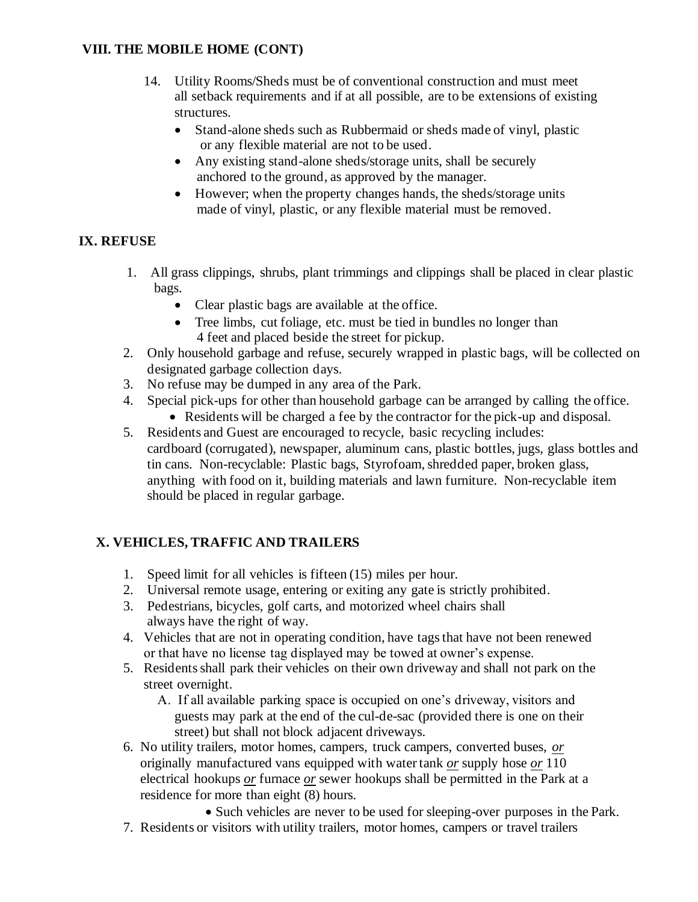## VIII. THE MOBILE HOME (CONT)

14. Utility Rooms/Sheds must be of conventional construction and must meet all setback requirements and if at all possible, are to be extensions of existing structures.
    - Stand-alone sheds such as Rubbermaid or sheds made of vinyl, plastic or any flexible material are not to be used.
    - Any existing stand-alone sheds/storage units, shall be securely anchored to the ground, as approved by the manager.
    - However; when the property changes hands, the sheds/storage units made of vinyl, plastic, or any flexible material must be removed.

## IX. REFUSE

1. All grass clippings, shrubs, plant trimmings and clippings shall be placed in clear plastic bags.
    - Clear plastic bags are available at the office.
    - Tree limbs, cut foliage, etc. must be tied in bundles no longer than 4 feet and placed beside the street for pickup.
2. Only household garbage and refuse, securely wrapped in plastic bags, will be collected on designated garbage collection days.
3. No refuse may be dumped in any area of the Park.
4. Special pick-ups for other than household garbage can be arranged by calling the office.
    - Residents will be charged a fee by the contractor for the pick-up and disposal.
5. Residents and Guest are encouraged to recycle, basic recycling includes: cardboard (corrugated), newspaper, aluminum cans, plastic bottles, jugs, glass bottles and tin cans. Non-recyclable: Plastic bags, Styrofoam, shredded paper, broken glass, anything with food on it, building materials and lawn furniture. Non-recyclable item should be placed in regular garbage.

## X. VEHICLES, TRAFFIC AND TRAILERS

1. Speed limit for all vehicles is fifteen (15) miles per hour.
2. Universal remote usage, entering or exiting any gate is strictly prohibited.
3. Pedestrians, bicycles, golf carts, and motorized wheel chairs shall always have the right of way.
4. Vehicles that are not in operating condition, have tags that have not been renewed or that have no license tag displayed may be towed at owner's expense.
5. Residents shall park their vehicles on their own driveway and shall not park on the street overnight.
    A. If all available parking space is occupied on one's driveway, visitors and guests may park at the end of the cul-de-sac (provided there is one on their street) but shall not block adjacent driveways.
6. No utility trailers, motor homes, campers, truck campers, converted buses, ***or*** originally manufactured vans equipped with water tank ***or*** supply hose ***or*** 110 electrical hookups ***or*** furnace ***or*** sewer hookups shall be permitted in the Park at a residence for more than eight (8) hours.
    - Such vehicles are never to be used for sleeping-over purposes in the Park.
7. Residents or visitors with utility trailers, motor homes, campers or travel trailers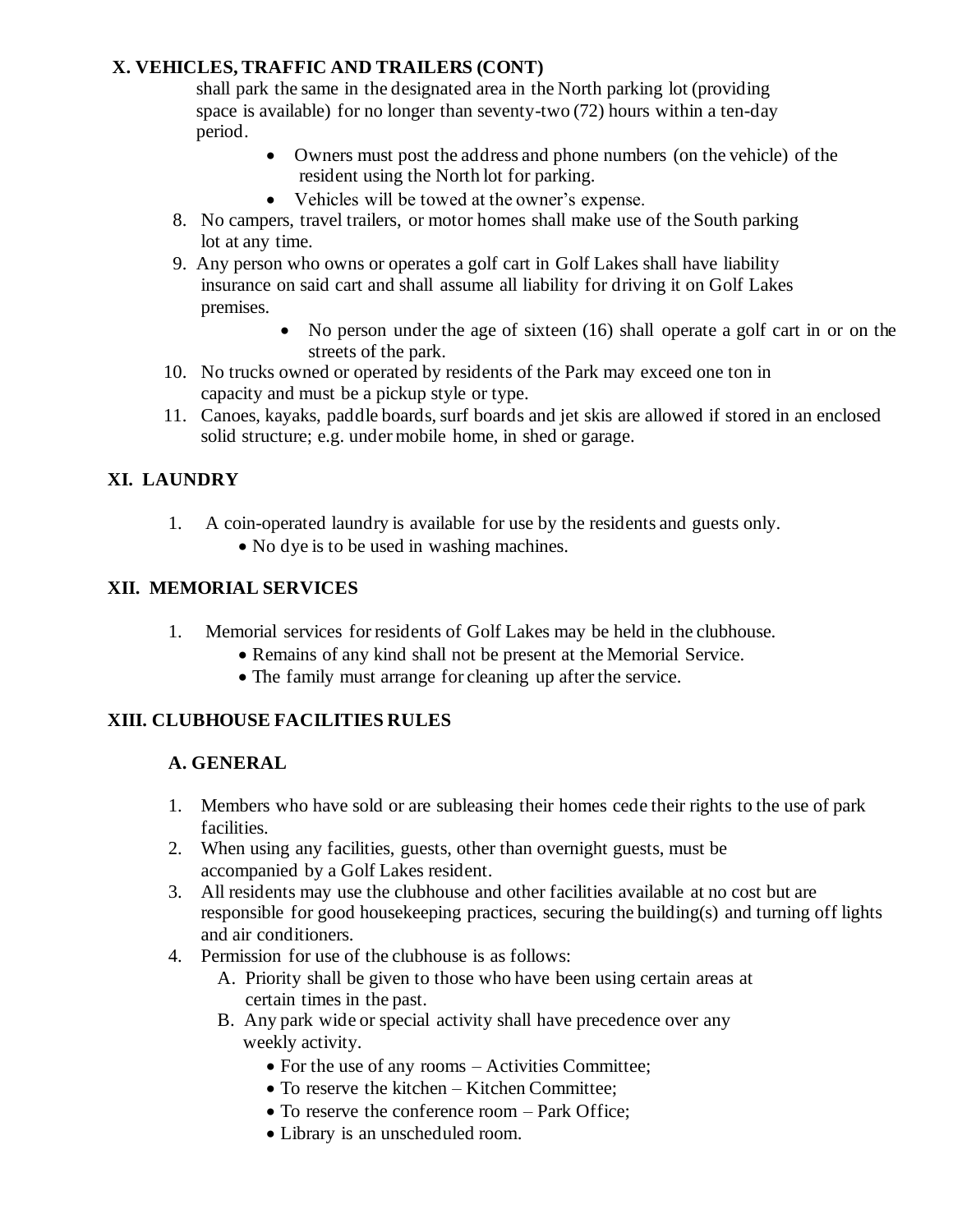## X. VEHICLES, TRAFFIC AND TRAILERS (CONT)

shall park the same in the designated area in the North parking lot (providing space is available) for no longer than seventy-two (72) hours within a ten-day period.

- Owners must post the address and phone numbers (on the vehicle) of the resident using the North lot for parking.
- Vehicles will be towed at the owner's expense.

8. No campers, travel trailers, or motor homes shall make use of the South parking lot at any time.
9. Any person who owns or operates a golf cart in Golf Lakes shall have liability insurance on said cart and shall assume all liability for driving it on Golf Lakes premises.
    - No person under the age of sixteen (16) shall operate a golf cart in or on the streets of the park.
10. No trucks owned or operated by residents of the Park may exceed one ton in capacity and must be a pickup style or type.
11. Canoes, kayaks, paddle boards, surf boards and jet skis are allowed if stored in an enclosed solid structure; e.g. under mobile home, in shed or garage.

## XI. LAUNDRY

1. A coin-operated laundry is available for use by the residents and guests only.
    - No dye is to be used in washing machines.

## XII. MEMORIAL SERVICES

1. Memorial services for residents of Golf Lakes may be held in the clubhouse.
    - Remains of any kind shall not be present at the Memorial Service.
    - The family must arrange for cleaning up after the service.

## XIII. CLUBHOUSE FACILITIES RULES

### A. GENERAL

1. Members who have sold or are subleasing their homes cede their rights to the use of park facilities.
2. When using any facilities, guests, other than overnight guests, must be accompanied by a Golf Lakes resident.
3. All residents may use the clubhouse and other facilities available at no cost but are responsible for good housekeeping practices, securing the building(s) and turning off lights and air conditioners.
4. Permission for use of the clubhouse is as follows:
    - A. Priority shall be given to those who have been using certain areas at certain times in the past.
    - B. Any park wide or special activity shall have precedence over any weekly activity.
        - For the use of any rooms – Activities Committee;
        - To reserve the kitchen – Kitchen Committee;
        - To reserve the conference room – Park Office;
        - Library is an unscheduled room.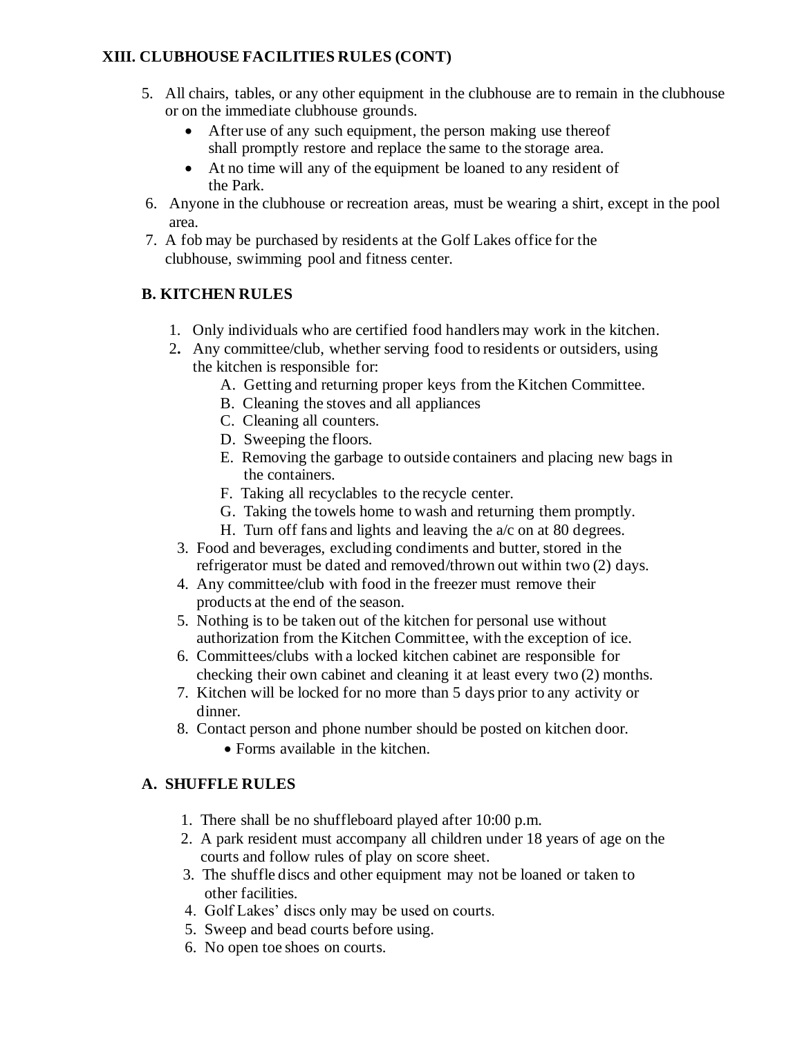### XIII. CLUBHOUSE FACILITIES RULES (CONT)

5. All chairs, tables, or any other equipment in the clubhouse are to remain in the clubhouse or on the immediate clubhouse grounds.
    - After use of any such equipment, the person making use thereof shall promptly restore and replace the same to the storage area.
    - At no time will any of the equipment be loaned to any resident of the Park.
6. Anyone in the clubhouse or recreation areas, must be wearing a shirt, except in the pool area.
7. A fob may be purchased by residents at the Golf Lakes office for the clubhouse, swimming pool and fitness center.

#### B. KITCHEN RULES

1. Only individuals who are certified food handlers may work in the kitchen.
2. Any committee/club, whether serving food to residents or outsiders, using the kitchen is responsible for:
    - A. Getting and returning proper keys from the Kitchen Committee.
    - B. Cleaning the stoves and all appliances
    - C. Cleaning all counters.
    - D. Sweeping the floors.
    - E. Removing the garbage to outside containers and placing new bags in the containers.
    - F. Taking all recyclables to the recycle center.
    - G. Taking the towels home to wash and returning them promptly.
    - H. Turn off fans and lights and leaving the a/c on at 80 degrees.
3. Food and beverages, excluding condiments and butter, stored in the refrigerator must be dated and removed/thrown out within two (2) days.
4. Any committee/club with food in the freezer must remove their products at the end of the season.
5. Nothing is to be taken out of the kitchen for personal use without authorization from the Kitchen Committee, with the exception of ice.
6. Committees/clubs with a locked kitchen cabinet are responsible for checking their own cabinet and cleaning it at least every two (2) months.
7. Kitchen will be locked for no more than 5 days prior to any activity or dinner.
8. Contact person and phone number should be posted on kitchen door.
    - Forms available in the kitchen.

#### A. SHUFFLE RULES

1. There shall be no shuffleboard played after 10:00 p.m.
2. A park resident must accompany all children under 18 years of age on the courts and follow rules of play on score sheet.
3. The shuffle discs and other equipment may not be loaned or taken to other facilities.
4. Golf Lakes' discs only may be used on courts.
5. Sweep and bead courts before using.
6. No open toe shoes on courts.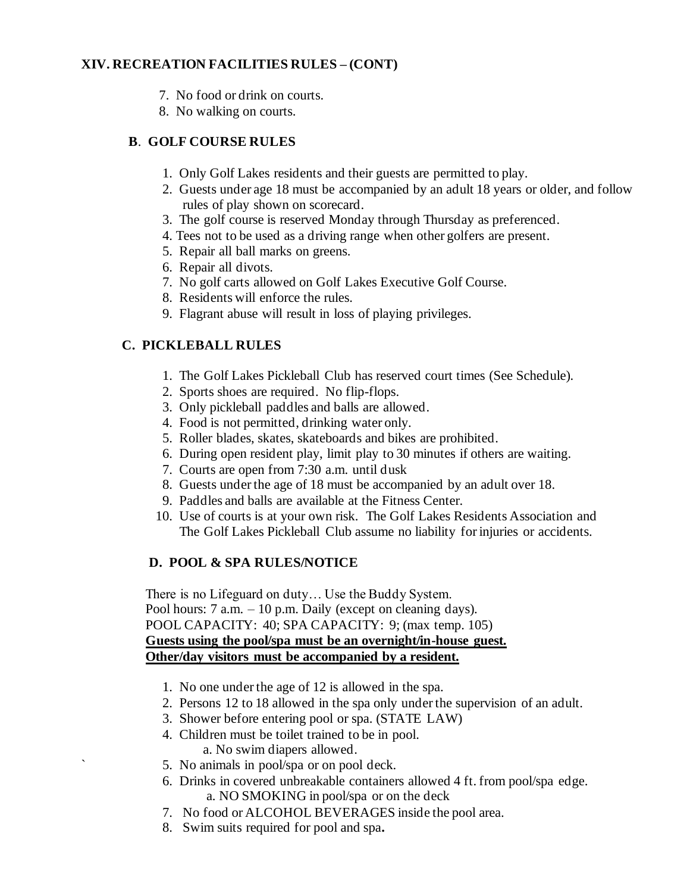## XIV. RECREATION FACILITIES RULES – (CONT)

7. No food or drink on courts.
8. No walking on courts.

### B. GOLF COURSE RULES

1. Only Golf Lakes residents and their guests are permitted to play.
2. Guests under age 18 must be accompanied by an adult 18 years or older, and follow rules of play shown on scorecard.
3. The golf course is reserved Monday through Thursday as preferenced.
4. Tees not to be used as a driving range when other golfers are present.
5. Repair all ball marks on greens.
6. Repair all divots.
7. No golf carts allowed on Golf Lakes Executive Golf Course.
8. Residents will enforce the rules.
9. Flagrant abuse will result in loss of playing privileges.

### C. PICKLEBALL RULES

1. The Golf Lakes Pickleball Club has reserved court times (See Schedule).
2. Sports shoes are required. No flip-flops.
3. Only pickleball paddles and balls are allowed.
4. Food is not permitted, drinking water only.
5. Roller blades, skates, skateboards and bikes are prohibited.
6. During open resident play, limit play to 30 minutes if others are waiting.
7. Courts are open from 7:30 a.m. until dusk
8. Guests under the age of 18 must be accompanied by an adult over 18.
9. Paddles and balls are available at the Fitness Center.
10. Use of courts is at your own risk. The Golf Lakes Residents Association and The Golf Lakes Pickleball Club assume no liability for injuries or accidents.

### D. POOL & SPA RULES/NOTICE

There is no Lifeguard on duty… Use the Buddy System.
Pool hours: 7 a.m. – 10 p.m. Daily (except on cleaning days).
POOL CAPACITY: 40; SPA CAPACITY: 9; (max temp. 105)
**Guests using the pool/spa must be an overnight/in-house guest.**
**Other/day visitors must be accompanied by a resident.**

1. No one under the age of 12 is allowed in the spa.
2. Persons 12 to 18 allowed in the spa only under the supervision of an adult.
3. Shower before entering pool or spa. (STATE LAW)
4. Children must be toilet trained to be in pool.
   a. No swim diapers allowed.
5. No animals in pool/spa or on pool deck.
6. Drinks in covered unbreakable containers allowed 4 ft. from pool/spa edge.
   a. NO SMOKING in pool/spa or on the deck
7. No food or ALCOHOL BEVERAGES inside the pool area.
8. Swim suits required for pool and spa.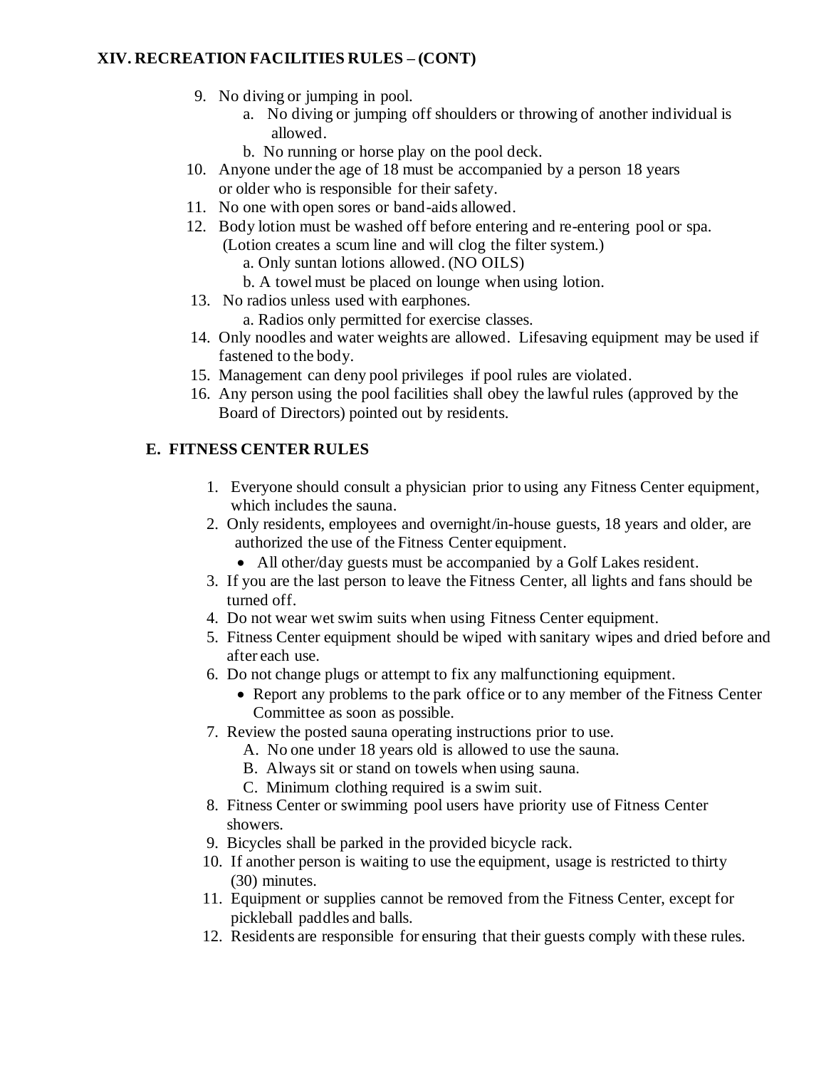## XIV. RECREATION FACILITIES RULES – (CONT)

9. No diving or jumping in pool.
    a. No diving or jumping off shoulders or throwing of another individual is allowed.
    b. No running or horse play on the pool deck.
10. Anyone under the age of 18 must be accompanied by a person 18 years or older who is responsible for their safety.
11. No one with open sores or band-aids allowed.
12. Body lotion must be washed off before entering and re-entering pool or spa. (Lotion creates a scum line and will clog the filter system.)
    a. Only suntan lotions allowed. (NO OILS)
    b. A towel must be placed on lounge when using lotion.
13. No radios unless used with earphones.
    a. Radios only permitted for exercise classes.
14. Only noodles and water weights are allowed. Lifesaving equipment may be used if fastened to the body.
15. Management can deny pool privileges if pool rules are violated.
16. Any person using the pool facilities shall obey the lawful rules (approved by the Board of Directors) pointed out by residents.

### E. FITNESS CENTER RULES

1. Everyone should consult a physician prior to using any Fitness Center equipment, which includes the sauna.
2. Only residents, employees and overnight/in-house guests, 18 years and older, are authorized the use of the Fitness Center equipment.
    - All other/day guests must be accompanied by a Golf Lakes resident.
3. If you are the last person to leave the Fitness Center, all lights and fans should be turned off.
4. Do not wear wet swim suits when using Fitness Center equipment.
5. Fitness Center equipment should be wiped with sanitary wipes and dried before and after each use.
6. Do not change plugs or attempt to fix any malfunctioning equipment.
    - Report any problems to the park office or to any member of the Fitness Center Committee as soon as possible.
7. Review the posted sauna operating instructions prior to use.
    A. No one under 18 years old is allowed to use the sauna.
    B. Always sit or stand on towels when using sauna.
    C. Minimum clothing required is a swim suit.
8. Fitness Center or swimming pool users have priority use of Fitness Center showers.
9. Bicycles shall be parked in the provided bicycle rack.
10. If another person is waiting to use the equipment, usage is restricted to thirty (30) minutes.
11. Equipment or supplies cannot be removed from the Fitness Center, except for pickleball paddles and balls.
12. Residents are responsible for ensuring that their guests comply with these rules.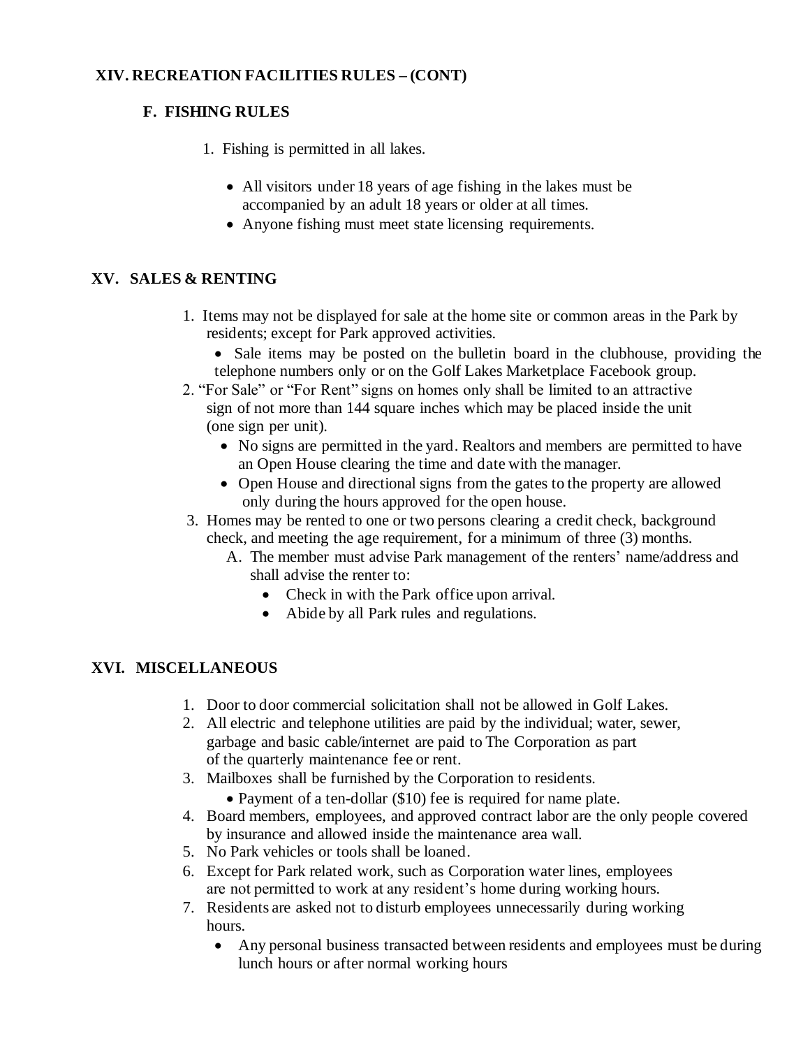## XIV. RECREATION FACILITIES RULES – (CONT)

### F. FISHING RULES

1. Fishing is permitted in all lakes.
   - All visitors under 18 years of age fishing in the lakes must be accompanied by an adult 18 years or older at all times.
   - Anyone fishing must meet state licensing requirements.

## XV. SALES & RENTING

1. Items may not be displayed for sale at the home site or common areas in the Park by residents; except for Park approved activities.
   - Sale items may be posted on the bulletin board in the clubhouse, providing the telephone numbers only or on the Golf Lakes Marketplace Facebook group.
2. "For Sale" or "For Rent" signs on homes only shall be limited to an attractive sign of not more than 144 square inches which may be placed inside the unit (one sign per unit).
   - No signs are permitted in the yard. Realtors and members are permitted to have an Open House clearing the time and date with the manager.
   - Open House and directional signs from the gates to the property are allowed only during the hours approved for the open house.
3. Homes may be rented to one or two persons clearing a credit check, background check, and meeting the age requirement, for a minimum of three (3) months.
   - A. The member must advise Park management of the renters' name/address and shall advise the renter to:
     - Check in with the Park office upon arrival.
     - Abide by all Park rules and regulations.

## XVI. MISCELLANEOUS

1. Door to door commercial solicitation shall not be allowed in Golf Lakes.
2. All electric and telephone utilities are paid by the individual; water, sewer, garbage and basic cable/internet are paid to The Corporation as part of the quarterly maintenance fee or rent.
3. Mailboxes shall be furnished by the Corporation to residents.
   - Payment of a ten-dollar ($10) fee is required for name plate.
4. Board members, employees, and approved contract labor are the only people covered by insurance and allowed inside the maintenance area wall.
5. No Park vehicles or tools shall be loaned.
6. Except for Park related work, such as Corporation water lines, employees are not permitted to work at any resident's home during working hours.
7. Residents are asked not to disturb employees unnecessarily during working hours.
   - Any personal business transacted between residents and employees must be during lunch hours or after normal working hours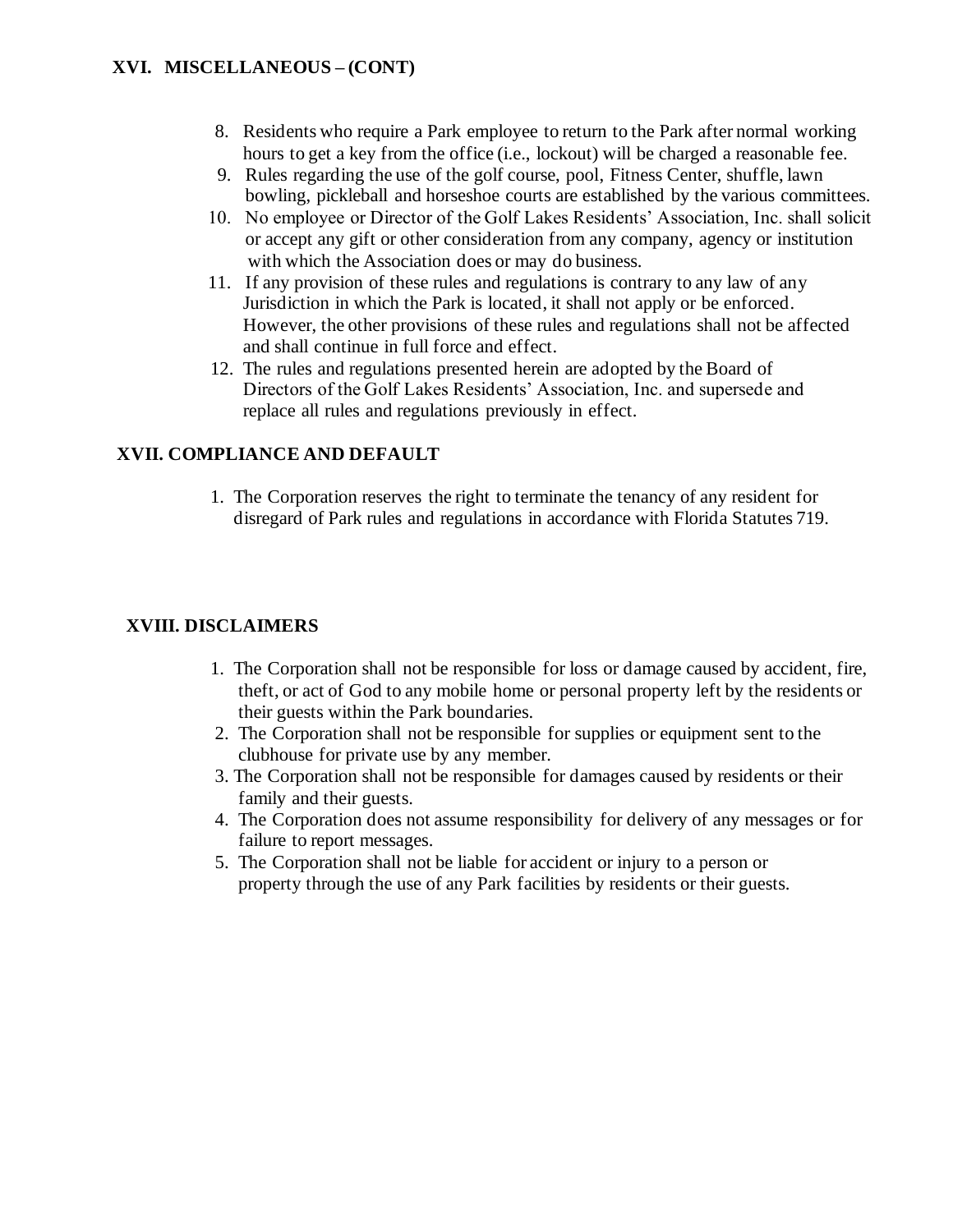## XVI. MISCELLANEOUS – (CONT)

8. Residents who require a Park employee to return to the Park after normal working hours to get a key from the office (i.e., lockout) will be charged a reasonable fee.
9. Rules regarding the use of the golf course, pool, Fitness Center, shuffle, lawn bowling, pickleball and horseshoe courts are established by the various committees.
10. No employee or Director of the Golf Lakes Residents' Association, Inc. shall solicit or accept any gift or other consideration from any company, agency or institution with which the Association does or may do business.
11. If any provision of these rules and regulations is contrary to any law of any Jurisdiction in which the Park is located, it shall not apply or be enforced. However, the other provisions of these rules and regulations shall not be affected and shall continue in full force and effect.
12. The rules and regulations presented herein are adopted by the Board of Directors of the Golf Lakes Residents' Association, Inc. and supersede and replace all rules and regulations previously in effect.

## XVII. COMPLIANCE AND DEFAULT

1. The Corporation reserves the right to terminate the tenancy of any resident for disregard of Park rules and regulations in accordance with Florida Statutes 719.

## XVIII. DISCLAIMERS

1. The Corporation shall not be responsible for loss or damage caused by accident, fire, theft, or act of God to any mobile home or personal property left by the residents or their guests within the Park boundaries.
2. The Corporation shall not be responsible for supplies or equipment sent to the clubhouse for private use by any member.
3. The Corporation shall not be responsible for damages caused by residents or their family and their guests.
4. The Corporation does not assume responsibility for delivery of any messages or for failure to report messages.
5. The Corporation shall not be liable for accident or injury to a person or property through the use of any Park facilities by residents or their guests.